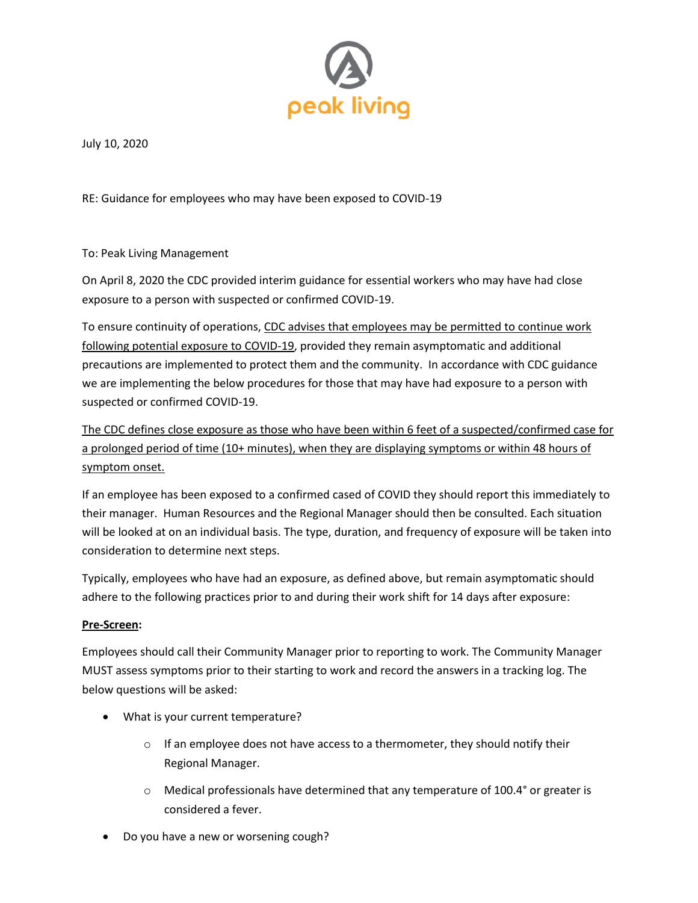peak living

July 10, 2020

RE: Guidance for employees who may have been exposed to COVID-19

To: Peak Living Management

On April 8, 2020 the CDC provided interim guidance for essential workers who may have had close exposure to a person with suspected or confirmed COVID-19.

To ensure continuity of operations, <u>CDC advises that employees may be permitted to continue work following potential exposure to COVID-19</u>, provided they remain asymptomatic and additional precautions are implemented to protect them and the community. In accordance with CDC guidance we are implementing the below procedures for those that may have had exposure to a person with suspected or confirmed COVID-19.

<u>The CDC defines close exposure as those who have been within 6 feet of a suspected/confirmed case for a prolonged period of time (10+ minutes), when they are displaying symptoms or within 48 hours of symptom onset.</u>

If an employee has been exposed to a confirmed cased of COVID they should report this immediately to their manager. Human Resources and the Regional Manager should then be consulted. Each situation will be looked at on an individual basis. The type, duration, and frequency of exposure will be taken into consideration to determine next steps.

Typically, employees who have had an exposure, as defined above, but remain asymptomatic should adhere to the following practices prior to and during their work shift for 14 days after exposure:

**<u>Pre-Screen</u>:**

Employees should call their Community Manager prior to reporting to work. The Community Manager MUST assess symptoms prior to their starting to work and record the answers in a tracking log. The below questions will be asked:

- What is your current temperature?
  - If an employee does not have access to a thermometer, they should notify their Regional Manager.
  - Medical professionals have determined that any temperature of 100.4° or greater is considered a fever.
- Do you have a new or worsening cough?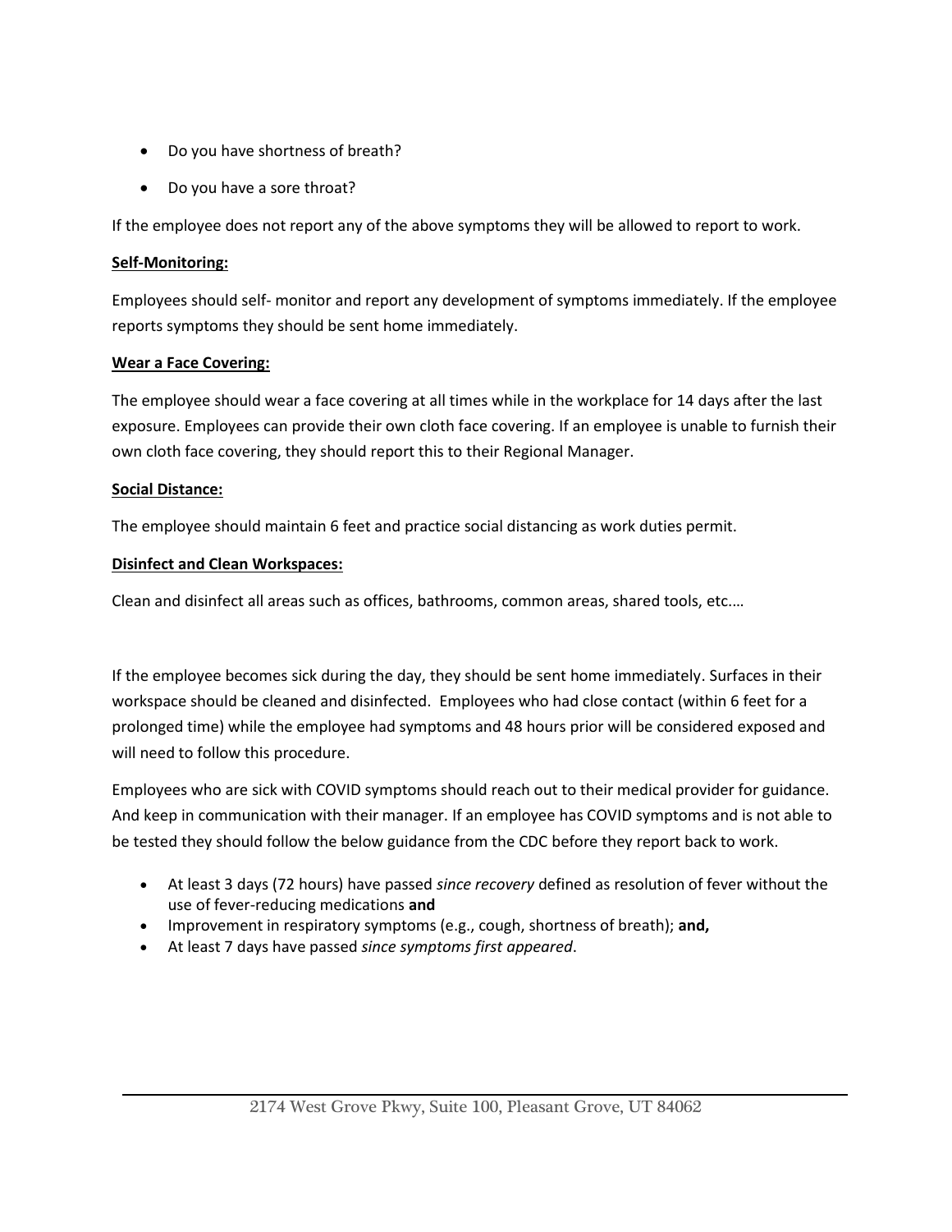- Do you have shortness of breath?
- Do you have a sore throat?

If the employee does not report any of the above symptoms they will be allowed to report to work.

**Self-Monitoring:**

Employees should self- monitor and report any development of symptoms immediately. If the employee reports symptoms they should be sent home immediately.

**Wear a Face Covering:**

The employee should wear a face covering at all times while in the workplace for 14 days after the last exposure. Employees can provide their own cloth face covering. If an employee is unable to furnish their own cloth face covering, they should report this to their Regional Manager.

**Social Distance:**

The employee should maintain 6 feet and practice social distancing as work duties permit.

**Disinfect and Clean Workspaces:**

Clean and disinfect all areas such as offices, bathrooms, common areas, shared tools, etc.…

If the employee becomes sick during the day, they should be sent home immediately. Surfaces in their workspace should be cleaned and disinfected. Employees who had close contact (within 6 feet for a prolonged time) while the employee had symptoms and 48 hours prior will be considered exposed and will need to follow this procedure.

Employees who are sick with COVID symptoms should reach out to their medical provider for guidance. And keep in communication with their manager. If an employee has COVID symptoms and is not able to be tested they should follow the below guidance from the CDC before they report back to work.

- At least 3 days (72 hours) have passed *since recovery* defined as resolution of fever without the use of fever-reducing medications **and**
- Improvement in respiratory symptoms (e.g., cough, shortness of breath); **and,**
- At least 7 days have passed *since symptoms first appeared*.

2174 West Grove Pkwy, Suite 100, Pleasant Grove, UT 84062